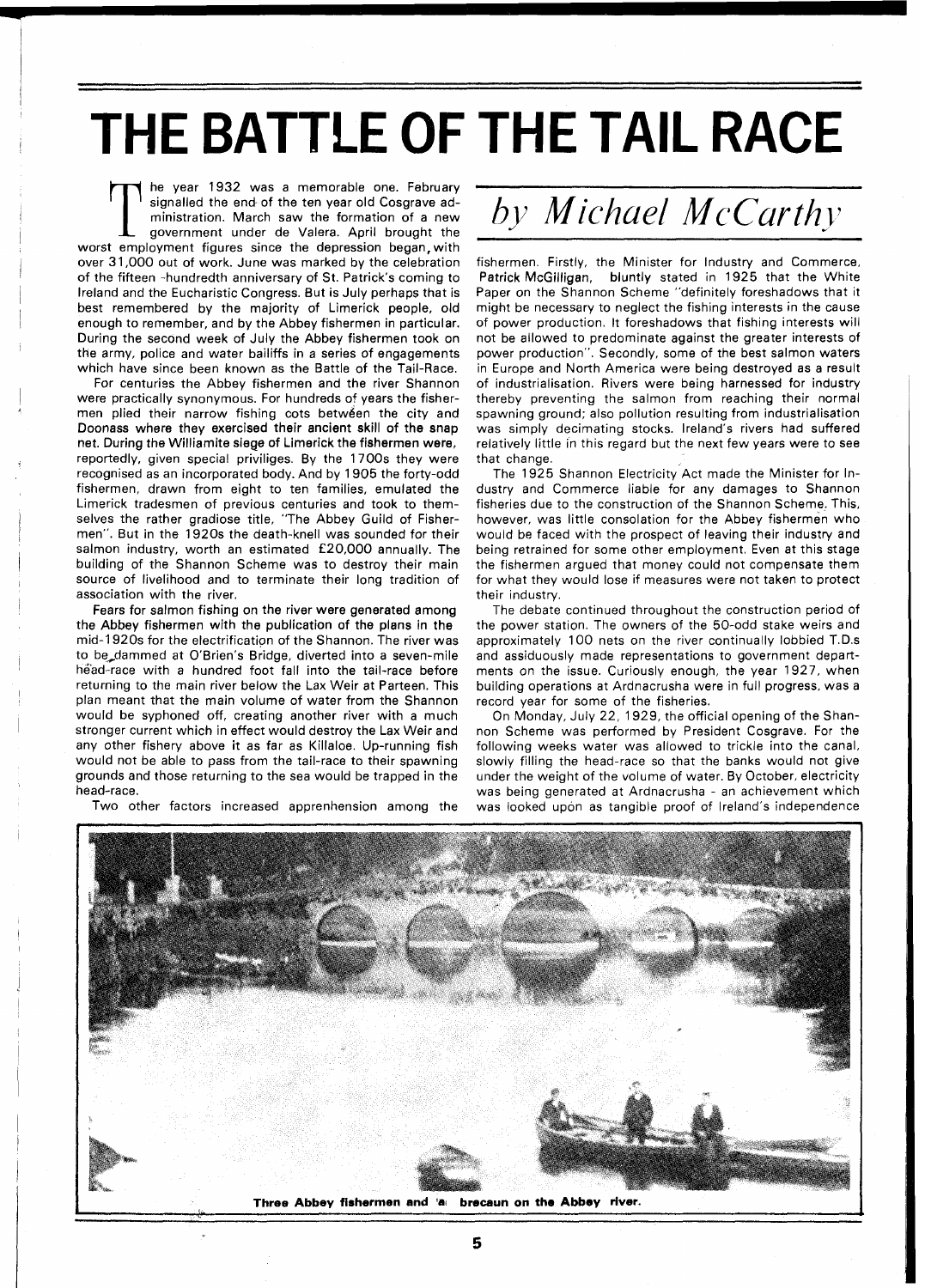# THE BATTLE OF THE TAIL RACE

## *by Michael McCarthy*

The year 1932 was a memorable one. February signalled the end of the ten year old Cosgrave administration. March saw the formation of a new government under de Valera. April brought the worst employment figures since the depression began, with over 31,000 out of work. June was marked by the celebration of the fifteen -hundredth anniversary of St. Patrick's coming to Ireland and the Eucharistic Congress. But is July perhaps that is best remembered by the majority of Limerick people, old enough to remember, and by the Abbey fishermen in particular. During the second week of July the Abbey fishermen took on the army, police and water bailiffs in a series of engagements which have since been known as the Battle of the Tail-Race.

For centuries the Abbey fishermen and the river Shannon were practically synonymous. For hundreds of years the fishermen plied their narrow fishing cots betwëen the city and Doonass where they exercised their ancient skill of the snap net. During the Williamite siege of Limerick the fishermen were, reportedly, given special priviliges. By the 1700s they were recognised as an incorporated body. And by 1905 the forty-odd fishermen, drawn from eight to ten families, emulated the Limerick tradesmen of previous centuries and took to themselves the rather gradiose title, "The Abbey Guild of Fishermen". But in the 1920s the death-knell was sounded for their salmon industry, worth an estimated £20,000 annually. The building of the Shannon Scheme was to destroy their main source of livelihood and to terminate their long tradition of association with the river.

Fears for salmon fishing on the river were generated among the Abbey fishermen with the publication of the plans in the mid-1920s for the electrification of the Shannon. The river was to be dammed at O'Brien's Bridge, diverted into a seven-mile head-race with a hundred foot fall into the tail-race before returning to the main river below the Lax Weir at Parteen. This plan meant that the main volume of water from the Shannon would be syphoned off, creating another river with a much stronger current which in effect would destroy the Lax Weir and any other fishery above it as far as Killaloe. Up-running fish would not be able to pass from the tail-race to their spawning grounds and those returning to the sea would be trapped in the head-race.

Two other factors increased apprehension among the fishermen. Firstly, the Minister for Industry and Commerce, Patrick McGilligan, bluntly stated in 1925 that the White Paper on the Shannon Scheme "definitely foreshadows that it might be necessary to neglect the fishing interests in the cause of power production. It foreshadows that fishing interests will not be allowed to predominate against the greater interests of power production". Secondly, some of the best salmon waters in Europe and North America were being destroyed as a result of industrialisation. Rivers were being harnessed for industry thereby preventing the salmon from reaching their normal spawning ground; also pollution resulting from industrialisation was simply decimating stocks. Ireland's rivers had suffered relatively little in this regard but the next few years were to see that change.

The 1925 Shannon Electricity Act made the Minister for Industry and Commerce liable for any damages to Shannon fisheries due to the construction of the Shannon Scheme. This, however, was little consolation for the Abbey fishermen who would be faced with the prospect of leaving their industry and being retrained for some other employment. Even at this stage the fishermen argued that money could not compensate them for what they would lose if measures were not taken to protect their industry.

The debate continued throughout the construction period of the power station. The owners of the 50-odd stake weirs and approximately 100 nets on the river continually lobbied T.D.s and assiduously made representations to government departments on the issue. Curiously enough, the year 1927, when building operations at Ardnacrusha were in full progress, was a record year for some of the fisheries.

On Monday, July 22, 1929, the official opening of the Shannon Scheme was performed by President Cosgrave. For the following weeks water was allowed to trickle into the canal, slowly filling the head-race so that the banks would not give under the weight of the volume of water. By October, electricity was being generated at Ardnacrusha - an achievement which was looked upon as tangible proof of Ireland's independence

**Three Abbey fishermen and a brecaun on the Abbey river.**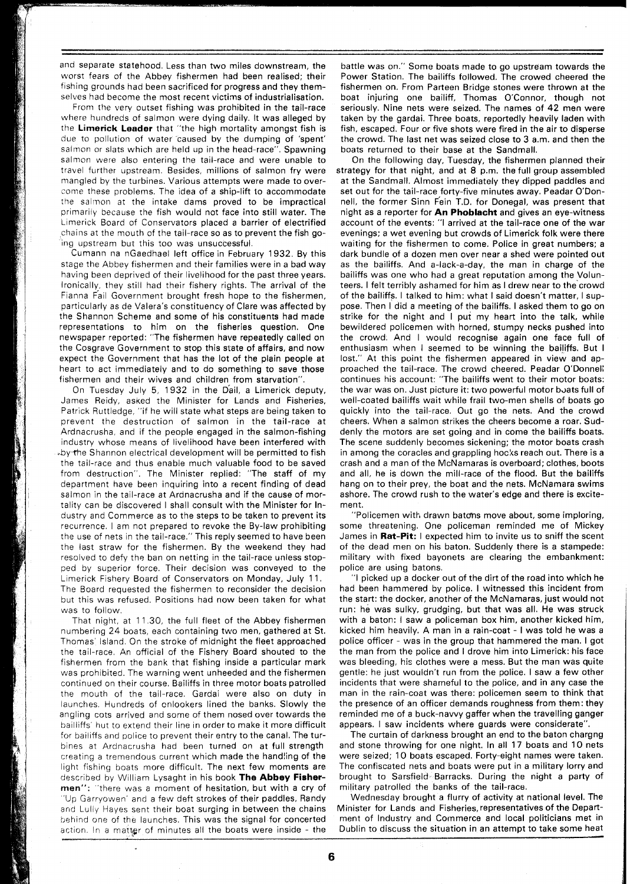and separate statehood. Less than two miles downstream, the worst fears of the Abbey fishermen had been realised; their fishing grounds had been sacrificed for progress and they themselves had become the most recent victims of industrialisation.

From the very outset fishing was prohibited in the tail-race where hundreds of salmon were dying daily. It was alleged by the **Limerick Leader** that "the high mortality amongst fish is due to pollution of water caused by the dumping of 'spent' salmon or slats which are held up in the head-race". Spawning salmon were also entering the tail-race and were unable to travel further upstream. Besides, millions of salmon fry were mangled by the turbines. Various attempts were made to overcome these problems. The idea of a ship-lift to accommodate the salmon at the intake dams proved to be impractical primarily because the fish would not face into still water. The Limerick Board of Conservators placed a barrier of electrified chains at the mouth of the tail-race so as to prevent the fish going upstream but this too was unsuccessful.

Cumann na nGaedhael left office in February 1932. By this stage the Abbey fishermen and their families were in a bad way having been deprived of their livelihood for the past three years. Ironically, they still had their fishery rights. The arrival of the Fianna Fail Government brought fresh hope to the fishermen, particularly as de Valera's constituency of Clare was affected by the Shannon Scheme and some of his constituents had made representations to him on the fisheries question. One newspaper reported: "The fishermen have repeatedly called on the Cosgrave Government to stop this state of affairs, and now expect the Government that has the lot of the plain people at heart to act immediately and to do something to save those fishermen and their wives and children from starvation".

On Tuesday July 5, 1932 in the Dáil, a Limerick deputy, James Reidy, asked the Minister for Lands and Fisheries, Patrick Ruttledge, "if he will state what steps are being taken to prevent the destruction of salmon in the tail-race at Ardnacrusha, and if the people engaged in the salmon-fishing industry whose means of livelihood have been interfered with by the Shannon electrical development will be permitted to fish the tail-race and thus enable much valuable food to be saved from destruction". The Minister replied: "The staff of my department have been inquiring into a recent finding of dead salmon in the tail-race at Ardnacrusha and if the cause of mortality can be discovered I shall consult with the Minister for Industry and Commerce as to the steps to be taken to prevent its recurrence. I am not prepared to revoke the By-law prohibiting the use of nets in the tail-race." This reply seemed to have been the last straw for the fishermen. By the weekend they had resolved to defy the ban on netting in the tail-race unless stopped by superior force. Their decision was conveyed to the Limerick Fishery Board of Conservators on Monday, July 11. The Board requested the fishermen to reconsider the decision but this was refused. Positions had now been taken for what was to follow.

That night, at 11.30, the full fleet of the Abbey fishermen numbering 24 boats, each containing two men, gathered at St. Thomas' Island. On the stroke of midnight the fleet approached the tail-race. An official of the Fishery Board shouted to the fishermen from the bank that fishing inside a particular mark was prohibited. The warning went unheeded and the fishermen continued on their course. Bailiffs in three motor boats patrolled the mouth of the tail-race. Gardai were also on duty in launches. Hundreds of onlookers lined the banks. Slowly the angling cots arrived and some of them nosed over towards the bailiffs' hut to extend their line in order to make it more difficult for bailiffs and police to prevent their entry to the canal. The turbines at Ardnacrusha had been turned on at full strength creating a tremendous current which made the handling of the light fishing boats more difficult. The next few moments are described by William Lysaght in his book **The Abbey Fishermen**: "there was a moment of hesitation, but with a cry of 'Up Garryowen' and a few deft strokes of their paddles, Randy and Lully Hayes sent their boat surging in between the chains behind one of the launches. This was the signal for concerted action. In a matter of minutes all the boats were inside - the battle was on." Some boats made to go upstream towards the Power Station. The bailiffs followed. The crowed cheered the fishermen on. From Parteen Bridge stones were thrown at the boat injuring one bailiff, Thomas O'Connor, though not seriously. Nine nets were seized. The names of 42 men were taken by the gardai. Three boats, reportedly heavily laden with fish, escaped. Four or five shots were fired in the air to disperse the crowd. The last net was seized close to 3 a.m. and then the boats returned to their base at the Sandmall.

On the following day, Tuesday, the fishermen planned their strategy for that night, and at 8 p.m. the full group assembled at the Sandmall. Almost immediately they dipped paddles and set out for the tail-race forty-five minutes away. Peadar O'Donnell, the former Sinn Féin T.D. for Donegal, was present that night as a reporter for **An Phoblacht** and gives an eye-witness account of the events: "I arrived at the tail-race one of the war evenings; a wet evening but crowds of Limerick folk were there waiting for the fishermen to come. Police in great numbers; a dark bundle of a dozen men over near a shed were pointed out as the bailiffs. And a-lack-a-day, the man in charge of the bailiffs was one who had a great reputation among the Volunteers. I felt terribly ashamed for him as I drew near to the crowd of the bailiffs. I talked to him: what I said doesn't matter, I suppose. Then I did a meeting of the bailiffs. I asked them to go on strike for the night and I put my heart into the talk, while bewildered policemen with horned, stumpy necks pushed into the crowd. And I would recognise again one face full of enthusiasm when I seemed to be winning the bailiffs. But I lost." At this point the fishermen appeared in view and approached the tail-race. The crowd cheered. Peadar O'Donnell continues his account: "The bailiffs went to their motor boats: the war was on. Just picture it: two powerful motor boats full of well-coated bailiffs wait while frail two-men shells of boats go quickly into the tail-race. Out go the nets. And the crowd cheers. When a salmon strikes the cheers become a roar. Suddenly the motors are set going and in come the bailiffs boats. The scene suddenly becomes sickening; the motor boats crash in among the coracles and grappling hooks reach out. There is a crash and a man of the McNamaras is overboard; clothes, boots and all, he is down the mill-race of the flood. But the bailiffs hang on to their prey, the boat and the nets. McNamara swims ashore. The crowd rush to the water's edge and there is excitement.

"Policemen with drawn batons move about, some imploring, some threatening. One policeman reminded me of Mickey James in **Rat-Pit**: I expected him to invite us to sniff the scent of the dead men on his baton. Suddenly there is a stampede: military with fixed bayonets are clearing the embankment: police are using batons.

"I picked up a docker out of the dirt of the road into which he had been hammered by police. I witnessed this incident from the start: the docker, another of the McNamaras, just would not run: he was sulky, grudging, but that was all. He was struck with a baton: I saw a policeman box him, another kicked him, kicked him heavily. A man in a rain-coat - I was told he was a police officer - was in the group that hammered the man. I got the man from the police and I drove him into Limerick: his face was bleeding, his clothes were a mess. But the man was quite gentle: he just wouldn't run from the police. I saw a few other incidents that were shameful to the police, and in any case the man in the rain-coat was there: policemen seem to think that the presence of an officer demands roughness from them: they reminded me of a buck-navvy gaffer when the travelling ganger appears. I saw incidents where guards were considerate".

The curtain of darkness brought an end to the baton chargng and stone throwing for one night. In all 17 boats and 10 nets were seized; 10 boats escaped. Forty-eight names were taken. The confiscated nets and boats were put in a military lorry and brought to Sarsfield Barracks. During the night a party of military patrolled the banks of the tail-race.

Wednesday brought a flurry of activity at national level. The Minister for Lands and Fisheries, representatives of the Department of Industry and Commerce and local politicians met in Dublin to discuss the situation in an attempt to take some heat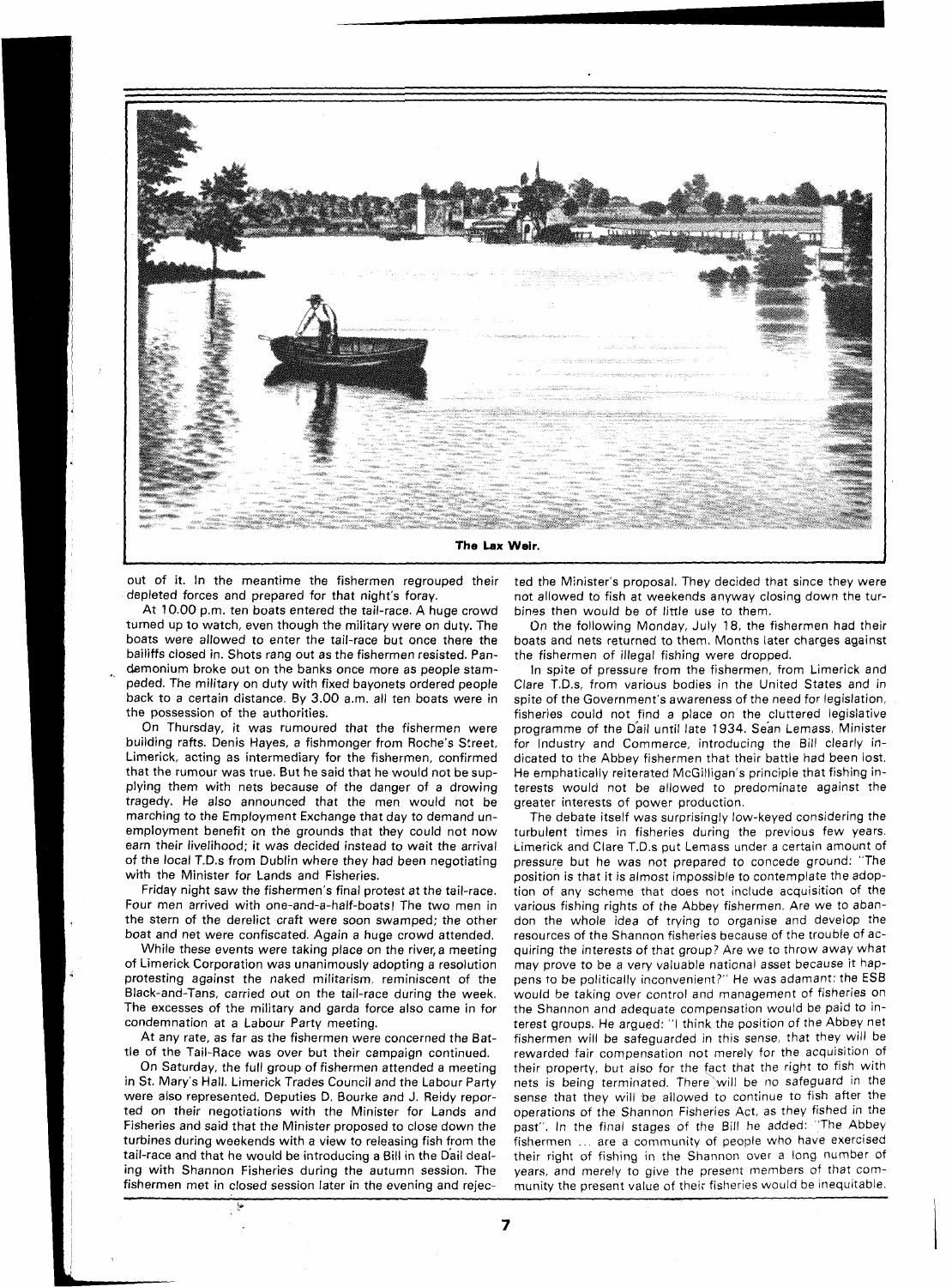The Lax Weir.

out of it. In the meantime the fishermen regrouped their depleted forces and prepared for that night's foray.

At 10.00 p.m. ten boats entered the tail-race. A huge crowd turned up to watch, even though the military were on duty. The boats were allowed to enter the tail-race but once there the bailiffs closed in. Shots rang out as the fishermen resisted. Pandemonium broke out on the banks once more as people stampeded. The military on duty with fixed bayonets ordered people back to a certain distance. By 3.00 a.m. all ten boats were in the possession of the authorities.

On Thursday, it was rumoured that the fishermen were building rafts. Denis Hayes, a fishmonger from Roche's Street, Limerick, acting as intermediary for the fishermen, confirmed that the rumour was true. But he said that he would not be supplying them with nets because of the danger of a drowing tragedy. He also announced that the men would not be marching to the Employment Exchange that day to demand unemployment benefit on the grounds that they could not now earn their livelihood; it was decided instead to wait the arrival of the local T.D.s from Dublin where they had been negotiating with the Minister for Lands and Fisheries.

Friday night saw the fishermen's final protest at the tail-race. Four men arrived with one-and-a-half-boats! The two men in the stern of the derelict craft were soon swamped; the other boat and net were confiscated. Again a huge crowd attended.

While these events were taking place on the river, a meeting of Limerick Corporation was unanimously adopting a resolution protesting against the naked militarism, reminiscent of the Black-and-Tans, carried out on the tail-race during the week. The excesses of the military and garda force also came in for condemnation at a Labour Party meeting.

At any rate, as far as the fishermen were concerned the Battle of the Tail-Race was over but their campaign continued.

On Saturday, the full group of fishermen attended a meeting in St. Mary's Hall. Limerick Trades Council and the Labour Party were also represented. Deputies D. Bourke and J. Reidy reported on their negotiations with the Minister for Lands and Fisheries and said that the Minister proposed to close down the turbines during weekends with a view to releasing fish from the tail-race and that he would be introducing a Bill in the Dáil dealing with Shannon Fisheries during the autumn session. The fishermen met in closed session later in the evening and rejected the Minister's proposal. They decided that since they were not allowed to fish at weekends anyway closing down the turbines then would be of little use to them.

On the following Monday, July 18, the fishermen had their boats and nets returned to them. Months later charges against the fishermen of illegal fishing were dropped.

In spite of pressure from the fishermen, from Limerick and Clare T.D.s, from various bodies in the United States and in spite of the Government's awareness of the need for legislation, fisheries could not find a place on the cluttered legislative programme of the Dáil until late 1934. Seán Lemass, Minister for Industry and Commerce, introducing the Bill clearly indicated to the Abbey fishermen that their battle had been lost. He emphatically reiterated McGilligan's principle that fishing interests would not be allowed to predominate against the greater interests of power production.

The debate itself was surprisingly low-keyed considering the turbulent times in fisheries during the previous few years. Limerick and Clare T.D.s put Lemass under a certain amount of pressure but he was not prepared to concede ground: "The position is that it is almost impossible to contemplate the adoption of any scheme that does not include acquisition of the various fishing rights of the Abbey fishermen. Are we to abandon the whole idea of trying to organise and develop the resources of the Shannon fisheries because of the trouble of acquiring the interests of that group? Are we to throw away what may prove to be a very valuable national asset because it happens to be politically inconvenient?" He was adamant: the ESB would be taking over control and management of fisheries on the Shannon and adequate compensation would be paid to interest groups. He argued: "I think the position of the Abbey net fishermen will be safeguarded in this sense, that they will be rewarded fair compensation not merely for the acquisition of their property, but also for the fact that the right to fish with nets is being terminated. There will be no safeguard in the sense that they will be allowed to continue to fish after the operations of the Shannon Fisheries Act, as they fished in the past". In the final stages of the Bill he added: "The Abbey fishermen ... are a community of people who have exercised their right of fishing in the Shannon over a long number of years, and merely to give the present members of that community the present value of their fisheries would be inequitable.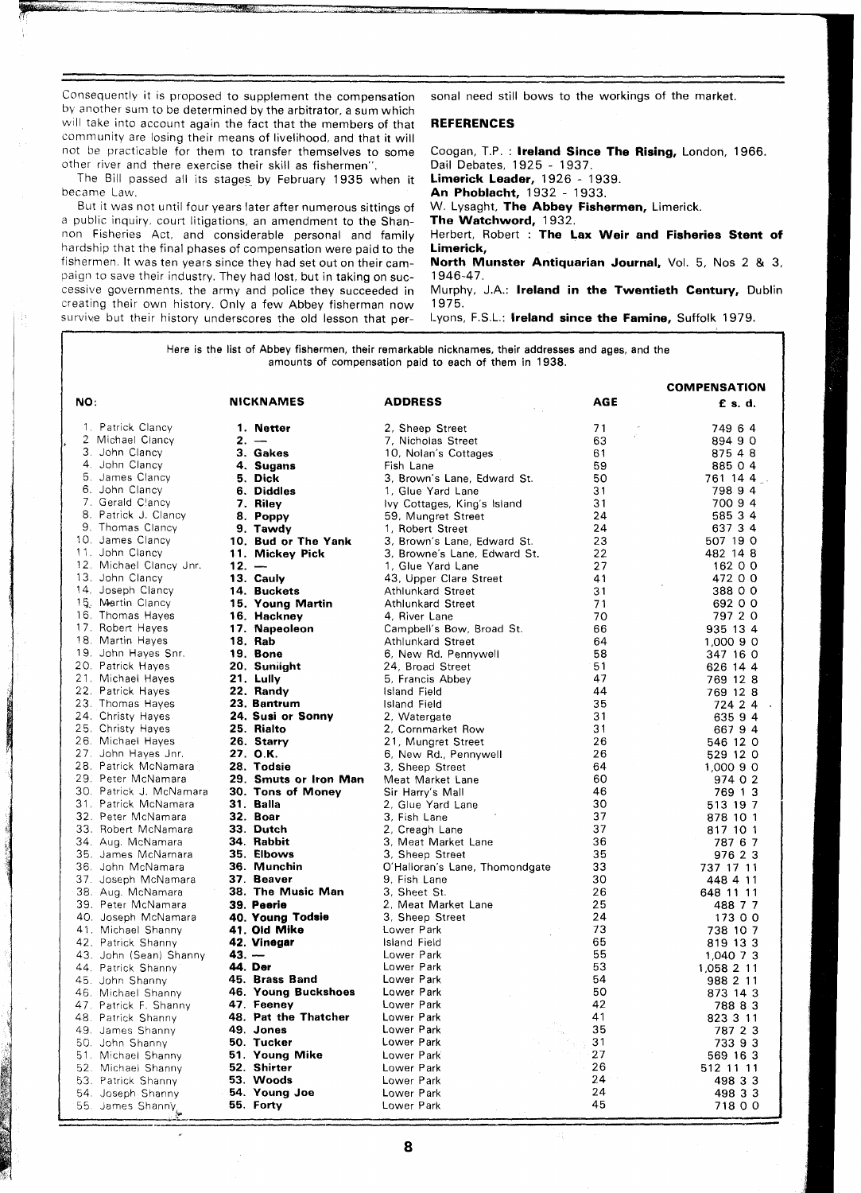Consequently it is proposed to supplement the compensation by another sum to be determined by the arbitrator, a sum which will take into account again the fact that the members of that community are losing their means of livelihood, and that it will not be practicable for them to transfer themselves to some other river and there exercise their skill as fishermen".

The Bill passed all its stages by February 1935 when it became Law.

But it was not until four years later after numerous sittings of a public inquiry, court litigations, an amendment to the Shannon Fisheries Act, and considerable personal and family hardship that the final phases of compensation were paid to the fishermen. It was ten years since they had set out on their campaign to save their industry. They had lost, but in taking on successive governments, the army and police they succeeded in creating their own history. Only a few Abbey fisherman now survive but their history underscores the old lesson that personal need still bows to the workings of the market.

## REFERENCES

Coogan, T.P. : **Ireland Since The Rising,** London, 1966.
Dail Debates, 1925 - 1937.
**Limerick Leader,** 1926 - 1939.
**An Phoblacht,** 1932 - 1933.
W. Lysaght, **The Abbey Fishermen,** Limerick.
**The Watchword,** 1932.
Herbert, Robert : **The Lax Weir and Fisheries Stent of Limerick,**
**North Munster Antiquarian Journal,** Vol. 5, Nos 2 & 3, 1946-47.
Murphy, J.A.: **Ireland in the Twentieth Century,** Dublin 1975.
Lyons, F.S.L.: **Ireland since the Famine,** Suffolk 1979.

Here is the list of Abbey fishermen, their remarkable nicknames, their addresses and ages, and the amounts of compensation paid to each of them in 1938.

| NO: | NICKNAMES | ADDRESS | AGE | COMPENSATION £ s. d. |
|---|---|---|---|---|
| 1. Patrick Clancy | **1. Netter** | 2, Sheep Street | 71 | 749 6 4 |
| 2. Michael Clancy | **2. —** | 7, Nicholas Street | 63 | 894 9 0 |
| 3. John Clancy | **3. Gakes** | 10, Nolan's Cottages | 61 | 875 4 8 |
| 4. John Clancy | **4. Sugans** | Fish Lane | 59 | 885 0 4 |
| 5. James Clancy | **5. Dick** | 3, Brown's Lane, Edward St. | 50 | 761 14 4 |
| 6. John Clancy | **6. Diddles** | 1, Glue Yard Lane | 31 | 798 9 4 |
| 7. Gerald Clancy | **7. Riley** | Ivy Cottages, King's Island | 31 | 700 9 4 |
| 8. Patrick J. Clancy | **8. Poppy** | 59, Mungret Street | 24 | 585 3 4 |
| 9. Thomas Clancy | **9. Tawdy** | 1, Robert Street | 24 | 637 3 4 |
| 10. James Clancy | **10. Bud or The Yank** | 3, Brown's Lane, Edward St. | 23 | 507 19 0 |
| 11. John Clancy | **11. Mickey Pick** | 3, Browne's Lane, Edward St. | 22 | 482 14 8 |
| 12. Michael Clancy Jnr. | **12. —** | 1, Glue Yard Lane | 27 | 162 0 0 |
| 13. John Clancy | **13. Cauly** | 43, Upper Clare Street | 41 | 472 0 0 |
| 14. Joseph Clancy | **14. Buckets** | Athlunkard Street | 31 | 388 0 0 |
| 15. Martin Clancy | **15. Young Martin** | Athlunkard Street | 71 | 692 0 0 |
| 16. Thomas Hayes | **16. Hackney** | 4, River Lane | 70 | 797 2 0 |
| 17. Robert Hayes | **17. Napeoleon** | Campbell's Bow, Broad St. | 66 | 935 13 4 |
| 18. Martin Hayes | **18. Rab** | Athlunkard Street | 64 | 1,000 9 0 |
| 19. John Hayes Snr. | **19. Bone** | 6, New Rd. Pennywell | 58 | 347 16 0 |
| 20. Patrick Hayes | **20. Sunlight** | 24, Broad Street | 51 | 626 14 4 |
| 21. Michael Hayes | **21. Lully** | 5, Francis Abbey | 47 | 769 12 8 |
| 22. Patrick Hayes | **22. Randy** | Island Field | 44 | 769 12 8 |
| 23. Thomas Hayes | **23. Bantrum** | Island Field | 35 | 724 2 4 |
| 24. Christy Hayes | **24. Susi or Sonny** | 2, Watergate | 31 | 635 9 4 |
| 25. Christy Hayes | **25. Rialto** | 2, Cornmarket Row | 31 | 667 9 4 |
| 26. Michael Hayes | **26. Starry** | 21, Mungret Street | 26 | 546 12 0 |
| 27. John Hayes Jnr. | **27. O.K.** | 6, New Rd., Pennywell | 26 | 529 12 0 |
| 28. Patrick McNamara | **28. Todsie** | 3, Sheep Street | 64 | 1,000 9 0 |
| 29. Peter McNamara | **29. Smuts or Iron Man** | Meat Market Lane | 60 | 974 0 2 |
| 30. Patrick J. McNamara | **30. Tons of Money** | Sir Harry's Mall | 46 | 769 1 3 |
| 31. Patrick McNamara | **31. Balla** | 2, Glue Yard Lane | 30 | 513 19 7 |
| 32. Peter McNamara | **32. Boar** | 3, Fish Lane | 37 | 878 10 1 |
| 33. Robert McNamara | **33. Dutch** | 2, Creagh Lane | 37 | 817 10 1 |
| 34. Aug. McNamara | **34. Rabbit** | 3, Meat Market Lane | 36 | 787 6 7 |
| 35. James McNamara | **35. Elbows** | 3, Sheep Street | 35 | 976 2 3 |
| 36. John McNamara | **36. Munchin** | O'Halloran's Lane, Thomondgate | 33 | 737 17 11 |
| 37. Joseph McNamara | **37. Beaver** | 9, Fish Lane | 30 | 448 4 11 |
| 38. Aug. McNamara | **38. The Music Man** | 3, Sheet St. | 26 | 648 11 11 |
| 39. Peter McNamara | **39. Peerie** | 2, Meat Market Lane | 25 | 488 7 7 |
| 40. Joseph McNamara | **40. Young Todsie** | 3, Sheep Street | 24 | 173 0 0 |
| 41. Michael Shanny | **41. Old Mike** | Lower Park | 73 | 738 10 7 |
| 42. Patrick Shanny | **42. Vinegar** | Island Field | 65 | 819 13 3 |
| 43. John (Sean) Shanny | **43. —** | Lower Park | 55 | 1,040 7 3 |
| 44. Patrick Shanny | **44. Der** | Lower Park | 53 | 1,058 2 11 |
| 45. John Shanny | **45. Brass Band** | Lower Park | 54 | 988 2 11 |
| 46. Michael Shanny | **46. Young Buckshoes** | Lower Park | 50 | 873 14 3 |
| 47. Patrick F. Shanny | **47. Feeney** | Lower Park | 42 | 788 8 3 |
| 48. Patrick Shanny | **48. Pat the Thatcher** | Lower Park | 41 | 823 3 11 |
| 49. James Shanny | **49. Jones** | Lower Park | 35 | 787 2 3 |
| 50. John Shanny | **50. Tucker** | Lower Park | 31 | 733 9 3 |
| 51. Michael Shanny | **51. Young Mike** | Lower Park | 27 | 569 16 3 |
| 52. Michael Shanny | **52. Shirter** | Lower Park | 26 | 512 11 11 |
| 53. Patrick Shanny | **53. Woods** | Lower Park | 24 | 498 3 3 |
| 54. Joseph Shanny | **54. Young Joe** | Lower Park | 24 | 498 3 3 |
| 55. James Shanny | **55. Forty** | Lower Park | 45 | 718 0 0 |